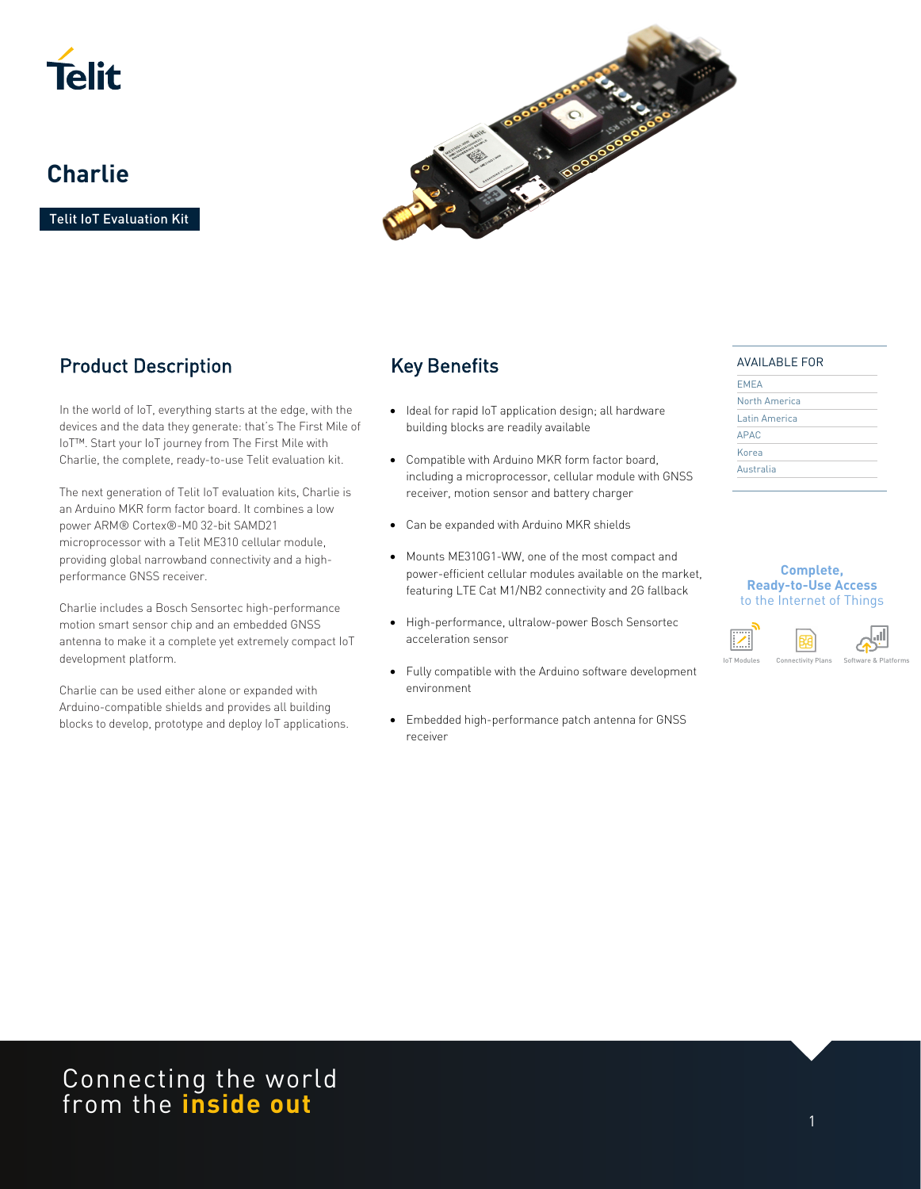# Charlie

Telit IoT Evaluation Kit

## Product Description

In the world of IoT, everything starts at the edge, with the devices and the data they generate: that's The First Mile of IoT™. Start your IoT journey from The First Mile with Charlie, the complete, ready-to-use Telit evaluation kit.

The next generation of Telit IoT evaluation kits, Charlie is an Arduino MKR form factor board. It combines a low power ARM® Cortex®-M0 32-bit SAMD21 microprocessor with a Telit ME310 cellular module, providing global narrowband connectivity and a high-performance GNSS receiver.

Charlie includes a Bosch Sensortec high-performance motion smart sensor chip and an embedded GNSS antenna to make it a complete yet extremely compact IoT development platform.

Charlie can be used either alone or expanded with Arduino-compatible shields and provides all building blocks to develop, prototype and deploy IoT applications.

## Key Benefits

- Ideal for rapid IoT application design; all hardware building blocks are readily available
- Compatible with Arduino MKR form factor board, including a microprocessor, cellular module with GNSS receiver, motion sensor and battery charger
- Can be expanded with Arduino MKR shields
- Mounts ME310G1-WW, one of the most compact and power-efficient cellular modules available on the market, featuring LTE Cat M1/NB2 connectivity and 2G fallback
- High-performance, ultralow-power Bosch Sensortec acceleration sensor
- Fully compatible with the Arduino software development environment
- Embedded high-performance patch antenna for GNSS receiver

AVAILABLE FOR

- EMEA
- North America
- Latin America
- APAC
- Korea
- Australia

**Complete, Ready-to-Use Access** to the Internet of Things

IoT Modules | Connectivity Plans | Software & Platforms

Connecting the world from the **inside out**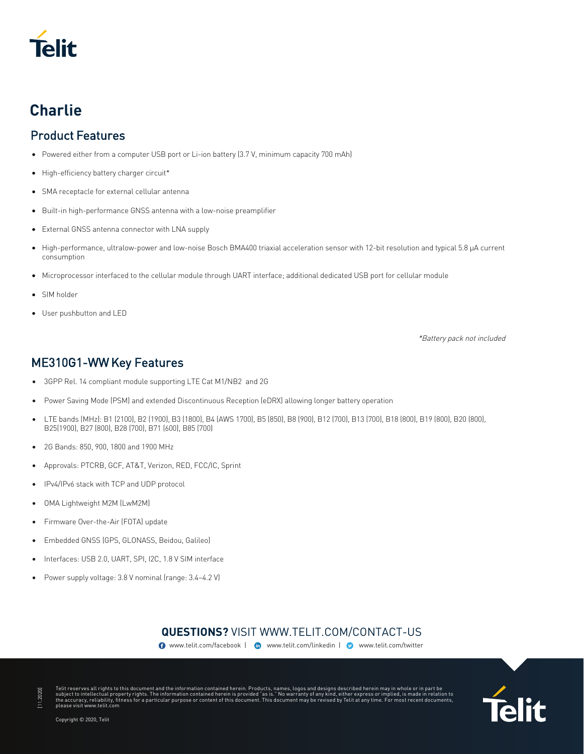# Charlie

## Product Features

- Powered either from a computer USB port or Li-ion battery (3.7 V, minimum capacity 700 mAh)
- High-efficiency battery charger circuit*
- SMA receptacle for external cellular antenna
- Built-in high-performance GNSS antenna with a low-noise preamplifier
- External GNSS antenna connector with LNA supply
- High-performance, ultralow-power and low-noise Bosch BMA400 triaxial acceleration sensor with 12-bit resolution and typical 5.8 µA current consumption
- Microprocessor interfaced to the cellular module through UART interface; additional dedicated USB port for cellular module
- SIM holder
- User pushbutton and LED

*\*Battery pack not included*

## ME310G1-WW Key Features

- 3GPP Rel. 14 compliant module supporting LTE Cat M1/NB2 and 2G
- Power Saving Mode (PSM) and extended Discontinuous Reception (eDRX) allowing longer battery operation
- LTE bands (MHz): B1 (2100), B2 (1900), B3 (1800), B4 (AWS 1700), B5 (850), B8 (900), B12 (700), B13 (700), B18 (800), B19 (800), B20 (800), B25(1900), B27 (800), B28 (700), B71 (600), B85 (700)
- 2G Bands: 850, 900, 1800 and 1900 MHz
- Approvals: PTCRB, GCF, AT&T, Verizon, RED, FCC/IC, Sprint
- IPv4/IPv6 stack with TCP and UDP protocol
- OMA Lightweight M2M (LwM2M)
- Firmware Over-the-Air (FOTA) update
- Embedded GNSS (GPS, GLONASS, Beidou, Galileo)
- Interfaces: USB 2.0, UART, SPI, I2C, 1.8 V SIM interface
- Power supply voltage: 3.8 V nominal (range: 3.4–4.2 V)

**QUESTIONS?** VISIT WWW.TELIT.COM/CONTACT-US

www.telit.com/facebook | www.telit.com/linkedin | www.telit.com/twitter

Telit reserves all rights to this document and the information contained herein. Products, names, logos and designs described herein may in whole or in part be subject to intellectual property rights. The information contained herein is provided "as is." No warranty of any kind, either express or implied, is made in relation to the accuracy, reliability, fitness for a particular purpose or content of this document. This document may be revised by Telit at any time. For most recent documents, please visit www.telit.com

Copyright © 2020, Telit

[11.2020]